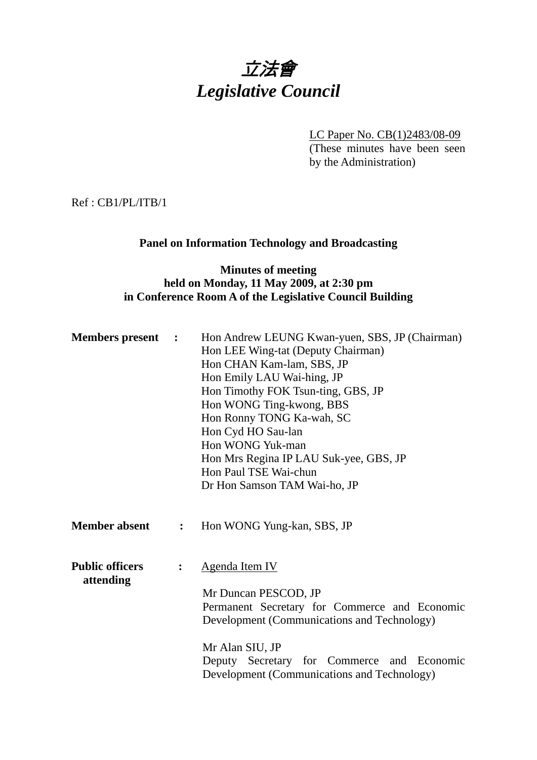# *立法會*
# *Legislative Council*

LC Paper No. CB(1)2483/08-09
(These minutes have been seen by the Administration)

Ref : CB1/PL/ITB/1

**Panel on Information Technology and Broadcasting**

**Minutes of meeting**
**held on Monday, 11 May 2009, at 2:30 pm**
**in Conference Room A of the Legislative Council Building**

**Members present :**

Hon Andrew LEUNG Kwan-yuen, SBS, JP (Chairman)
Hon LEE Wing-tat (Deputy Chairman)
Hon CHAN Kam-lam, SBS, JP
Hon Emily LAU Wai-hing, JP
Hon Timothy FOK Tsun-ting, GBS, JP
Hon WONG Ting-kwong, BBS
Hon Ronny TONG Ka-wah, SC
Hon Cyd HO Sau-lan
Hon WONG Yuk-man
Hon Mrs Regina IP LAU Suk-yee, GBS, JP
Hon Paul TSE Wai-chun
Dr Hon Samson TAM Wai-ho, JP

**Member absent :**

Hon WONG Yung-kan, SBS, JP

**Public officers attending :**

Agenda Item IV

Mr Duncan PESCOD, JP
Permanent Secretary for Commerce and Economic Development (Communications and Technology)

Mr Alan SIU, JP
Deputy Secretary for Commerce and Economic Development (Communications and Technology)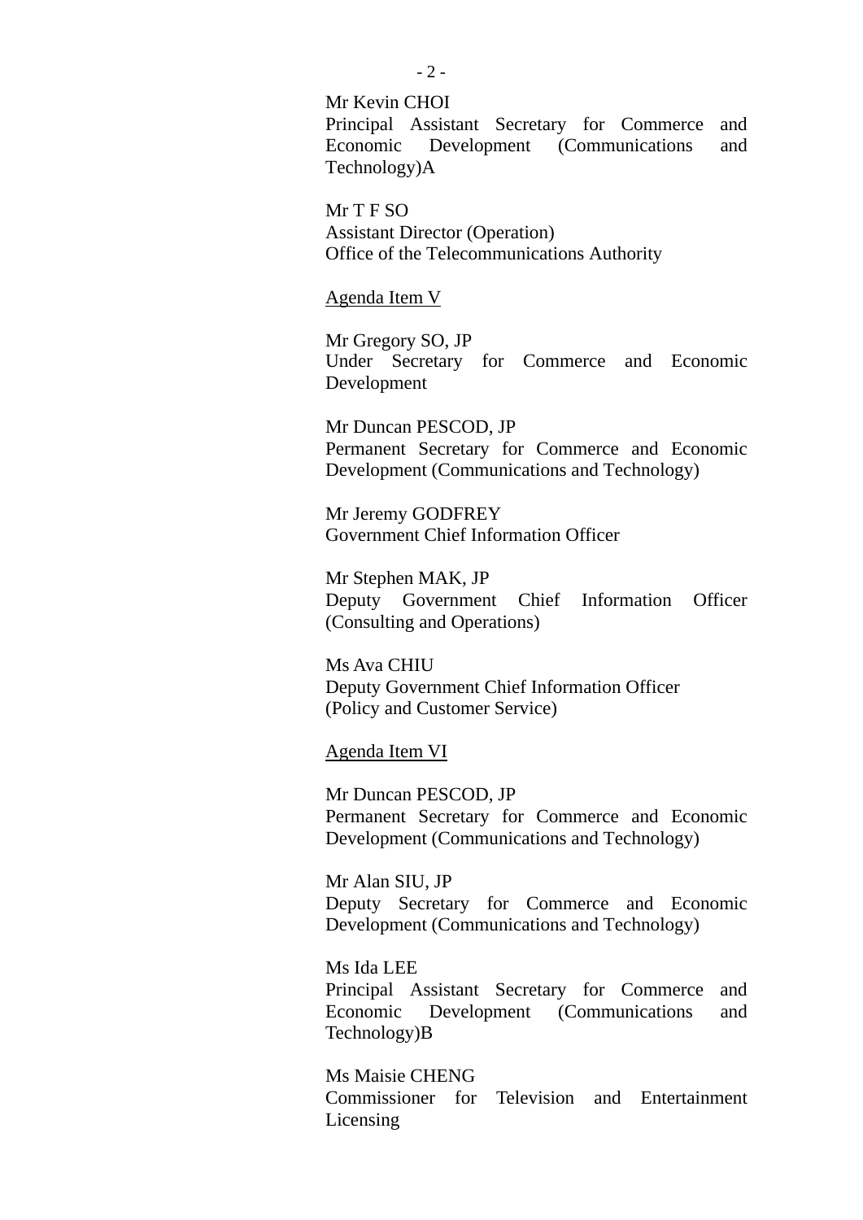Mr Kevin CHOI
Principal Assistant Secretary for Commerce and Economic Development (Communications and Technology)A

Mr T F SO
Assistant Director (Operation)
Office of the Telecommunications Authority

<u>Agenda Item V</u>

Mr Gregory SO, JP
Under Secretary for Commerce and Economic Development

Mr Duncan PESCOD, JP
Permanent Secretary for Commerce and Economic Development (Communications and Technology)

Mr Jeremy GODFREY
Government Chief Information Officer

Mr Stephen MAK, JP
Deputy Government Chief Information Officer (Consulting and Operations)

Ms Ava CHIU
Deputy Government Chief Information Officer (Policy and Customer Service)

<u>Agenda Item VI</u>

Mr Duncan PESCOD, JP
Permanent Secretary for Commerce and Economic Development (Communications and Technology)

Mr Alan SIU, JP
Deputy Secretary for Commerce and Economic Development (Communications and Technology)

Ms Ida LEE
Principal Assistant Secretary for Commerce and Economic Development (Communications and Technology)B

Ms Maisie CHENG
Commissioner for Television and Entertainment Licensing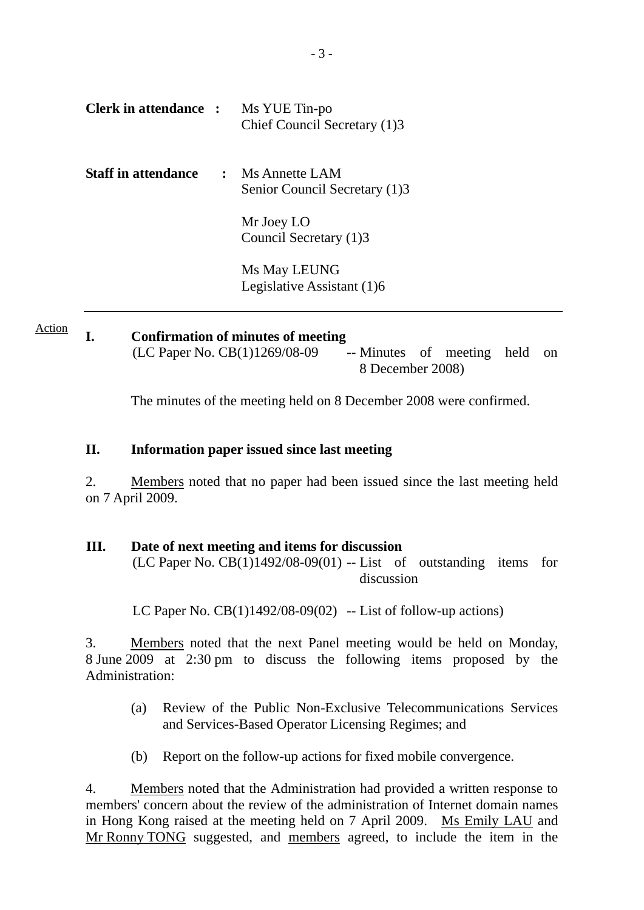**Clerk in attendance :** Ms YUE Tin-po
Chief Council Secretary (1)3

**Staff in attendance :** Ms Annette LAM
Senior Council Secretary (1)3

Mr Joey LO
Council Secretary (1)3

Ms May LEUNG
Legislative Assistant (1)6

---

Action

**I. Confirmation of minutes of meeting**
(LC Paper No. CB(1)1269/08-09 -- Minutes of meeting held on 8 December 2008)

The minutes of the meeting held on 8 December 2008 were confirmed.

**II. Information paper issued since last meeting**

2. Members noted that no paper had been issued since the last meeting held on 7 April 2009.

**III. Date of next meeting and items for discussion**
(LC Paper No. CB(1)1492/08-09(01) -- List of outstanding items for discussion

LC Paper No. CB(1)1492/08-09(02) -- List of follow-up actions)

3. Members noted that the next Panel meeting would be held on Monday, 8 June 2009 at 2:30 pm to discuss the following items proposed by the Administration:

(a) Review of the Public Non-Exclusive Telecommunications Services and Services-Based Operator Licensing Regimes; and

(b) Report on the follow-up actions for fixed mobile convergence.

4. Members noted that the Administration had provided a written response to members' concern about the review of the administration of Internet domain names in Hong Kong raised at the meeting held on 7 April 2009. Ms Emily LAU and Mr Ronny TONG suggested, and members agreed, to include the item in the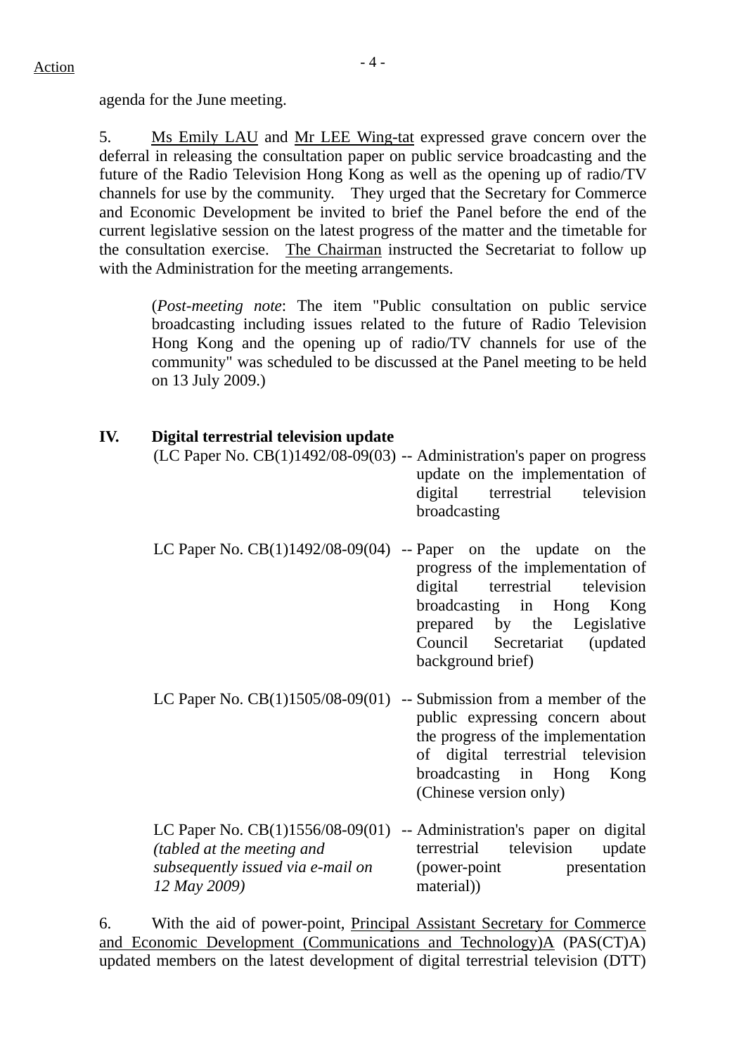Action

agenda for the June meeting.

5. Ms Emily LAU and Mr LEE Wing-tat expressed grave concern over the deferral in releasing the consultation paper on public service broadcasting and the future of the Radio Television Hong Kong as well as the opening up of radio/TV channels for use by the community. They urged that the Secretary for Commerce and Economic Development be invited to brief the Panel before the end of the current legislative session on the latest progress of the matter and the timetable for the consultation exercise. The Chairman instructed the Secretariat to follow up with the Administration for the meeting arrangements.

> (*Post-meeting note*: The item "Public consultation on public service broadcasting including issues related to the future of Radio Television Hong Kong and the opening up of radio/TV channels for use of the community" was scheduled to be discussed at the Panel meeting to be held on 13 July 2009.)

## IV. Digital terrestrial television update

(LC Paper No. CB(1)1492/08-09(03) -- Administration's paper on progress update on the implementation of digital terrestrial television broadcasting

LC Paper No. CB(1)1492/08-09(04) -- Paper on the update on the progress of the implementation of digital terrestrial television broadcasting in Hong Kong prepared by the Legislative Council Secretariat (updated background brief)

LC Paper No. CB(1)1505/08-09(01) -- Submission from a member of the public expressing concern about the progress of the implementation of digital terrestrial television broadcasting in Hong Kong (Chinese version only)

LC Paper No. CB(1)1556/08-09(01) *(tabled at the meeting and subsequently issued via e-mail on 12 May 2009)* -- Administration's paper on digital terrestrial television update (power-point presentation material))

6. With the aid of power-point, Principal Assistant Secretary for Commerce and Economic Development (Communications and Technology)A (PAS(CT)A) updated members on the latest development of digital terrestrial television (DTT)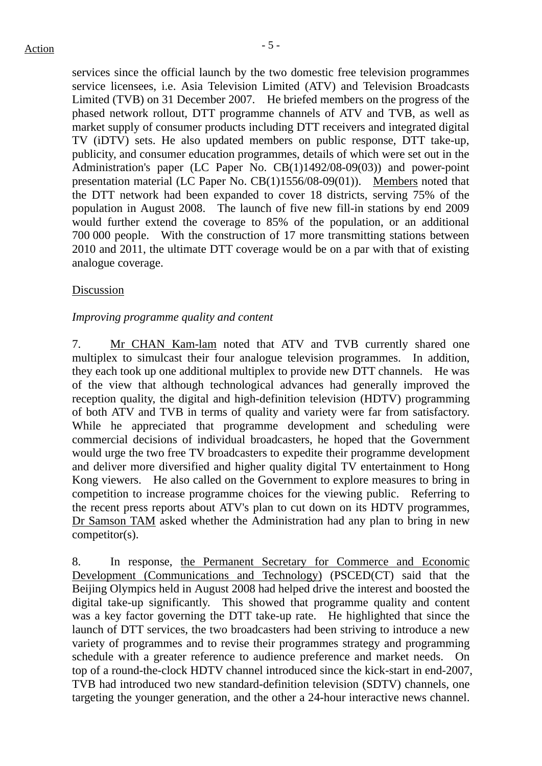services since the official launch by the two domestic free television programmes service licensees, i.e. Asia Television Limited (ATV) and Television Broadcasts Limited (TVB) on 31 December 2007. He briefed members on the progress of the phased network rollout, DTT programme channels of ATV and TVB, as well as market supply of consumer products including DTT receivers and integrated digital TV (iDTV) sets. He also updated members on public response, DTT take-up, publicity, and consumer education programmes, details of which were set out in the Administration's paper (LC Paper No. CB(1)1492/08-09(03)) and power-point presentation material (LC Paper No. CB(1)1556/08-09(01)). Members noted that the DTT network had been expanded to cover 18 districts, serving 75% of the population in August 2008. The launch of five new fill-in stations by end 2009 would further extend the coverage to 85% of the population, or an additional 700 000 people. With the construction of 17 more transmitting stations between 2010 and 2011, the ultimate DTT coverage would be on a par with that of existing analogue coverage.

Discussion

*Improving programme quality and content*

7. Mr CHAN Kam-lam noted that ATV and TVB currently shared one multiplex to simulcast their four analogue television programmes. In addition, they each took up one additional multiplex to provide new DTT channels. He was of the view that although technological advances had generally improved the reception quality, the digital and high-definition television (HDTV) programming of both ATV and TVB in terms of quality and variety were far from satisfactory. While he appreciated that programme development and scheduling were commercial decisions of individual broadcasters, he hoped that the Government would urge the two free TV broadcasters to expedite their programme development and deliver more diversified and higher quality digital TV entertainment to Hong Kong viewers. He also called on the Government to explore measures to bring in competition to increase programme choices for the viewing public. Referring to the recent press reports about ATV's plan to cut down on its HDTV programmes, Dr Samson TAM asked whether the Administration had any plan to bring in new competitor(s).

8. In response, the Permanent Secretary for Commerce and Economic Development (Communications and Technology) (PSCED(CT) said that the Beijing Olympics held in August 2008 had helped drive the interest and boosted the digital take-up significantly. This showed that programme quality and content was a key factor governing the DTT take-up rate. He highlighted that since the launch of DTT services, the two broadcasters had been striving to introduce a new variety of programmes and to revise their programmes strategy and programming schedule with a greater reference to audience preference and market needs. On top of a round-the-clock HDTV channel introduced since the kick-start in end-2007, TVB had introduced two new standard-definition television (SDTV) channels, one targeting the younger generation, and the other a 24-hour interactive news channel.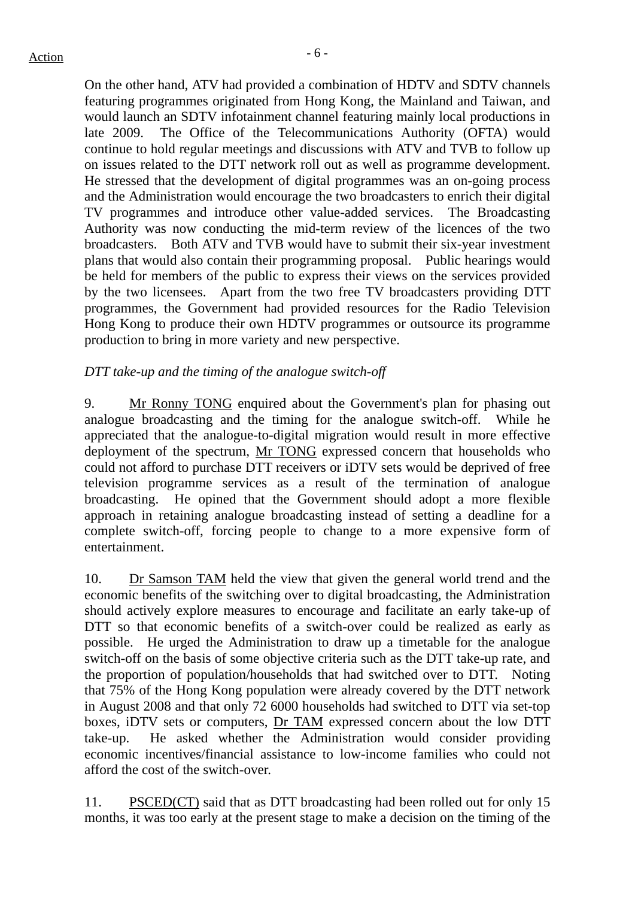On the other hand, ATV had provided a combination of HDTV and SDTV channels featuring programmes originated from Hong Kong, the Mainland and Taiwan, and would launch an SDTV infotainment channel featuring mainly local productions in late 2009. The Office of the Telecommunications Authority (OFTA) would continue to hold regular meetings and discussions with ATV and TVB to follow up on issues related to the DTT network roll out as well as programme development. He stressed that the development of digital programmes was an on-going process and the Administration would encourage the two broadcasters to enrich their digital TV programmes and introduce other value-added services. The Broadcasting Authority was now conducting the mid-term review of the licences of the two broadcasters. Both ATV and TVB would have to submit their six-year investment plans that would also contain their programming proposal. Public hearings would be held for members of the public to express their views on the services provided by the two licensees. Apart from the two free TV broadcasters providing DTT programmes, the Government had provided resources for the Radio Television Hong Kong to produce their own HDTV programmes or outsource its programme production to bring in more variety and new perspective.

*DTT take-up and the timing of the analogue switch-off*

9. Mr Ronny TONG enquired about the Government's plan for phasing out analogue broadcasting and the timing for the analogue switch-off. While he appreciated that the analogue-to-digital migration would result in more effective deployment of the spectrum, Mr TONG expressed concern that households who could not afford to purchase DTT receivers or iDTV sets would be deprived of free television programme services as a result of the termination of analogue broadcasting. He opined that the Government should adopt a more flexible approach in retaining analogue broadcasting instead of setting a deadline for a complete switch-off, forcing people to change to a more expensive form of entertainment.

10. Dr Samson TAM held the view that given the general world trend and the economic benefits of the switching over to digital broadcasting, the Administration should actively explore measures to encourage and facilitate an early take-up of DTT so that economic benefits of a switch-over could be realized as early as possible. He urged the Administration to draw up a timetable for the analogue switch-off on the basis of some objective criteria such as the DTT take-up rate, and the proportion of population/households that had switched over to DTT. Noting that 75% of the Hong Kong population were already covered by the DTT network in August 2008 and that only 72 6000 households had switched to DTT via set-top boxes, iDTV sets or computers, Dr TAM expressed concern about the low DTT take-up. He asked whether the Administration would consider providing economic incentives/financial assistance to low-income families who could not afford the cost of the switch-over.

11. PSCED(CT) said that as DTT broadcasting had been rolled out for only 15 months, it was too early at the present stage to make a decision on the timing of the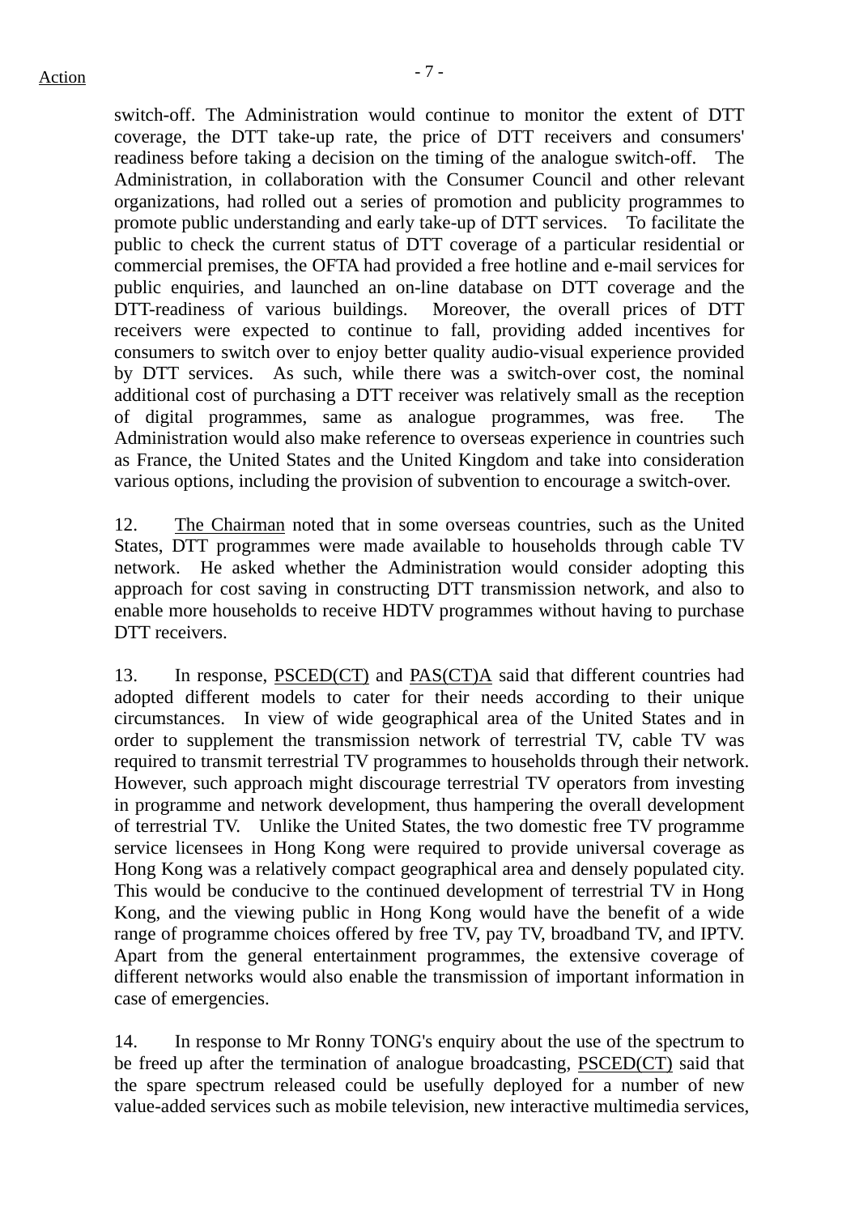switch-off. The Administration would continue to monitor the extent of DTT coverage, the DTT take-up rate, the price of DTT receivers and consumers' readiness before taking a decision on the timing of the analogue switch-off. The Administration, in collaboration with the Consumer Council and other relevant organizations, had rolled out a series of promotion and publicity programmes to promote public understanding and early take-up of DTT services. To facilitate the public to check the current status of DTT coverage of a particular residential or commercial premises, the OFTA had provided a free hotline and e-mail services for public enquiries, and launched an on-line database on DTT coverage and the DTT-readiness of various buildings. Moreover, the overall prices of DTT receivers were expected to continue to fall, providing added incentives for consumers to switch over to enjoy better quality audio-visual experience provided by DTT services. As such, while there was a switch-over cost, the nominal additional cost of purchasing a DTT receiver was relatively small as the reception of digital programmes, same as analogue programmes, was free. The Administration would also make reference to overseas experience in countries such as France, the United States and the United Kingdom and take into consideration various options, including the provision of subvention to encourage a switch-over.

12. The Chairman noted that in some overseas countries, such as the United States, DTT programmes were made available to households through cable TV network. He asked whether the Administration would consider adopting this approach for cost saving in constructing DTT transmission network, and also to enable more households to receive HDTV programmes without having to purchase DTT receivers.

13. In response, PSCED(CT) and PAS(CT)A said that different countries had adopted different models to cater for their needs according to their unique circumstances. In view of wide geographical area of the United States and in order to supplement the transmission network of terrestrial TV, cable TV was required to transmit terrestrial TV programmes to households through their network. However, such approach might discourage terrestrial TV operators from investing in programme and network development, thus hampering the overall development of terrestrial TV. Unlike the United States, the two domestic free TV programme service licensees in Hong Kong were required to provide universal coverage as Hong Kong was a relatively compact geographical area and densely populated city. This would be conducive to the continued development of terrestrial TV in Hong Kong, and the viewing public in Hong Kong would have the benefit of a wide range of programme choices offered by free TV, pay TV, broadband TV, and IPTV. Apart from the general entertainment programmes, the extensive coverage of different networks would also enable the transmission of important information in case of emergencies.

14. In response to Mr Ronny TONG's enquiry about the use of the spectrum to be freed up after the termination of analogue broadcasting, PSCED(CT) said that the spare spectrum released could be usefully deployed for a number of new value-added services such as mobile television, new interactive multimedia services,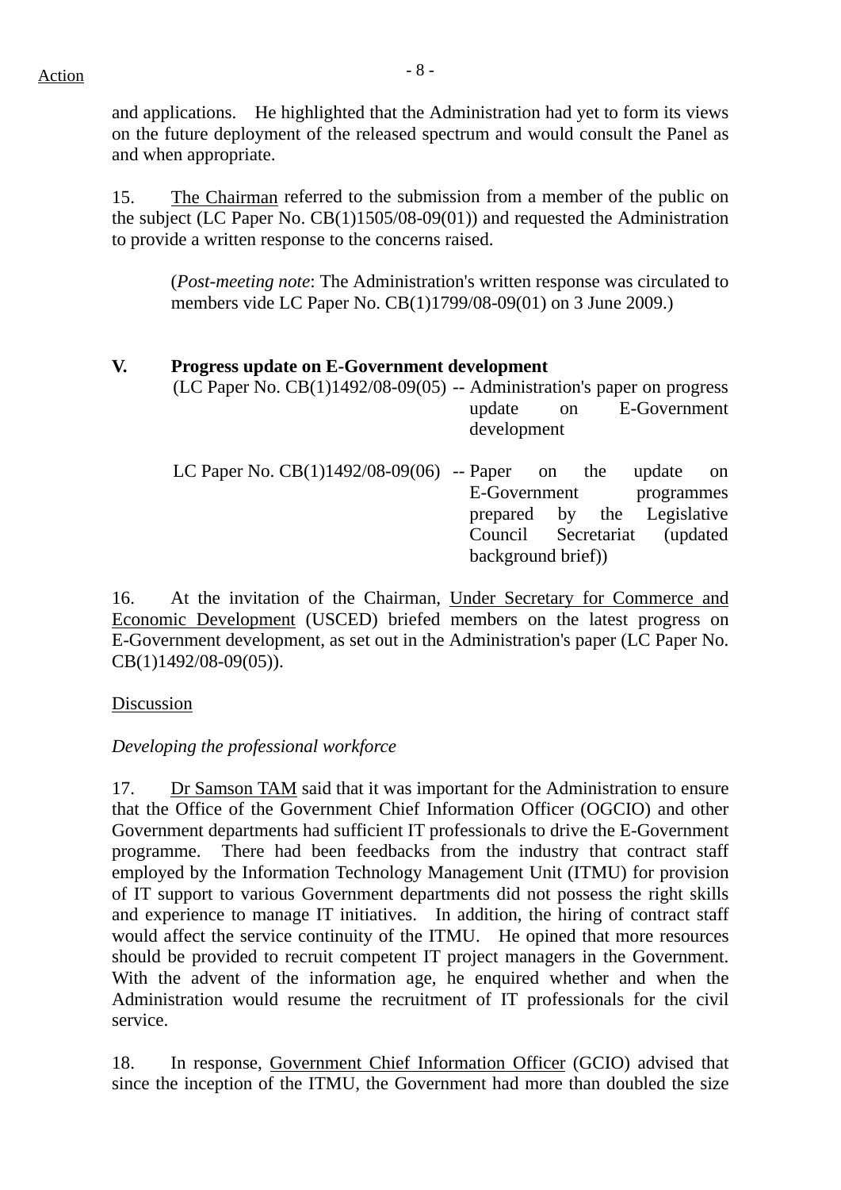and applications. He highlighted that the Administration had yet to form its views on the future deployment of the released spectrum and would consult the Panel as and when appropriate.

15. The Chairman referred to the submission from a member of the public on the subject (LC Paper No. CB(1)1505/08-09(01)) and requested the Administration to provide a written response to the concerns raised.

> (*Post-meeting note*: The Administration's written response was circulated to members vide LC Paper No. CB(1)1799/08-09(01) on 3 June 2009.)

## V. Progress update on E-Government development

(LC Paper No. CB(1)1492/08-09(05) -- Administration's paper on progress update on E-Government development

LC Paper No. CB(1)1492/08-09(06) -- Paper on the update on E-Government programmes prepared by the Legislative Council Secretariat (updated background brief))

16. At the invitation of the Chairman, Under Secretary for Commerce and Economic Development (USCED) briefed members on the latest progress on E-Government development, as set out in the Administration's paper (LC Paper No. CB(1)1492/08-09(05)).

Discussion

*Developing the professional workforce*

17. Dr Samson TAM said that it was important for the Administration to ensure that the Office of the Government Chief Information Officer (OGCIO) and other Government departments had sufficient IT professionals to drive the E-Government programme. There had been feedbacks from the industry that contract staff employed by the Information Technology Management Unit (ITMU) for provision of IT support to various Government departments did not possess the right skills and experience to manage IT initiatives. In addition, the hiring of contract staff would affect the service continuity of the ITMU. He opined that more resources should be provided to recruit competent IT project managers in the Government. With the advent of the information age, he enquired whether and when the Administration would resume the recruitment of IT professionals for the civil service.

18. In response, Government Chief Information Officer (GCIO) advised that since the inception of the ITMU, the Government had more than doubled the size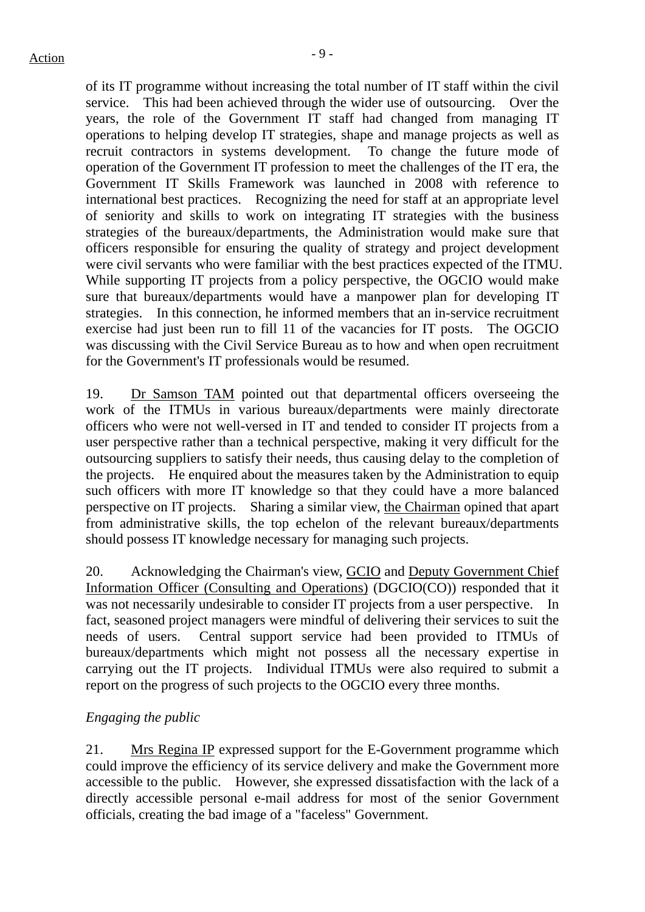of its IT programme without increasing the total number of IT staff within the civil service. This had been achieved through the wider use of outsourcing. Over the years, the role of the Government IT staff had changed from managing IT operations to helping develop IT strategies, shape and manage projects as well as recruit contractors in systems development. To change the future mode of operation of the Government IT profession to meet the challenges of the IT era, the Government IT Skills Framework was launched in 2008 with reference to international best practices. Recognizing the need for staff at an appropriate level of seniority and skills to work on integrating IT strategies with the business strategies of the bureaux/departments, the Administration would make sure that officers responsible for ensuring the quality of strategy and project development were civil servants who were familiar with the best practices expected of the ITMU. While supporting IT projects from a policy perspective, the OGCIO would make sure that bureaux/departments would have a manpower plan for developing IT strategies. In this connection, he informed members that an in-service recruitment exercise had just been run to fill 11 of the vacancies for IT posts. The OGCIO was discussing with the Civil Service Bureau as to how and when open recruitment for the Government's IT professionals would be resumed.

19. Dr Samson TAM pointed out that departmental officers overseeing the work of the ITMUs in various bureaux/departments were mainly directorate officers who were not well-versed in IT and tended to consider IT projects from a user perspective rather than a technical perspective, making it very difficult for the outsourcing suppliers to satisfy their needs, thus causing delay to the completion of the projects. He enquired about the measures taken by the Administration to equip such officers with more IT knowledge so that they could have a more balanced perspective on IT projects. Sharing a similar view, the Chairman opined that apart from administrative skills, the top echelon of the relevant bureaux/departments should possess IT knowledge necessary for managing such projects.

20. Acknowledging the Chairman's view, GCIO and Deputy Government Chief Information Officer (Consulting and Operations) (DGCIO(CO)) responded that it was not necessarily undesirable to consider IT projects from a user perspective. In fact, seasoned project managers were mindful of delivering their services to suit the needs of users. Central support service had been provided to ITMUs of bureaux/departments which might not possess all the necessary expertise in carrying out the IT projects. Individual ITMUs were also required to submit a report on the progress of such projects to the OGCIO every three months.

*Engaging the public*

21. Mrs Regina IP expressed support for the E-Government programme which could improve the efficiency of its service delivery and make the Government more accessible to the public. However, she expressed dissatisfaction with the lack of a directly accessible personal e-mail address for most of the senior Government officials, creating the bad image of a "faceless" Government.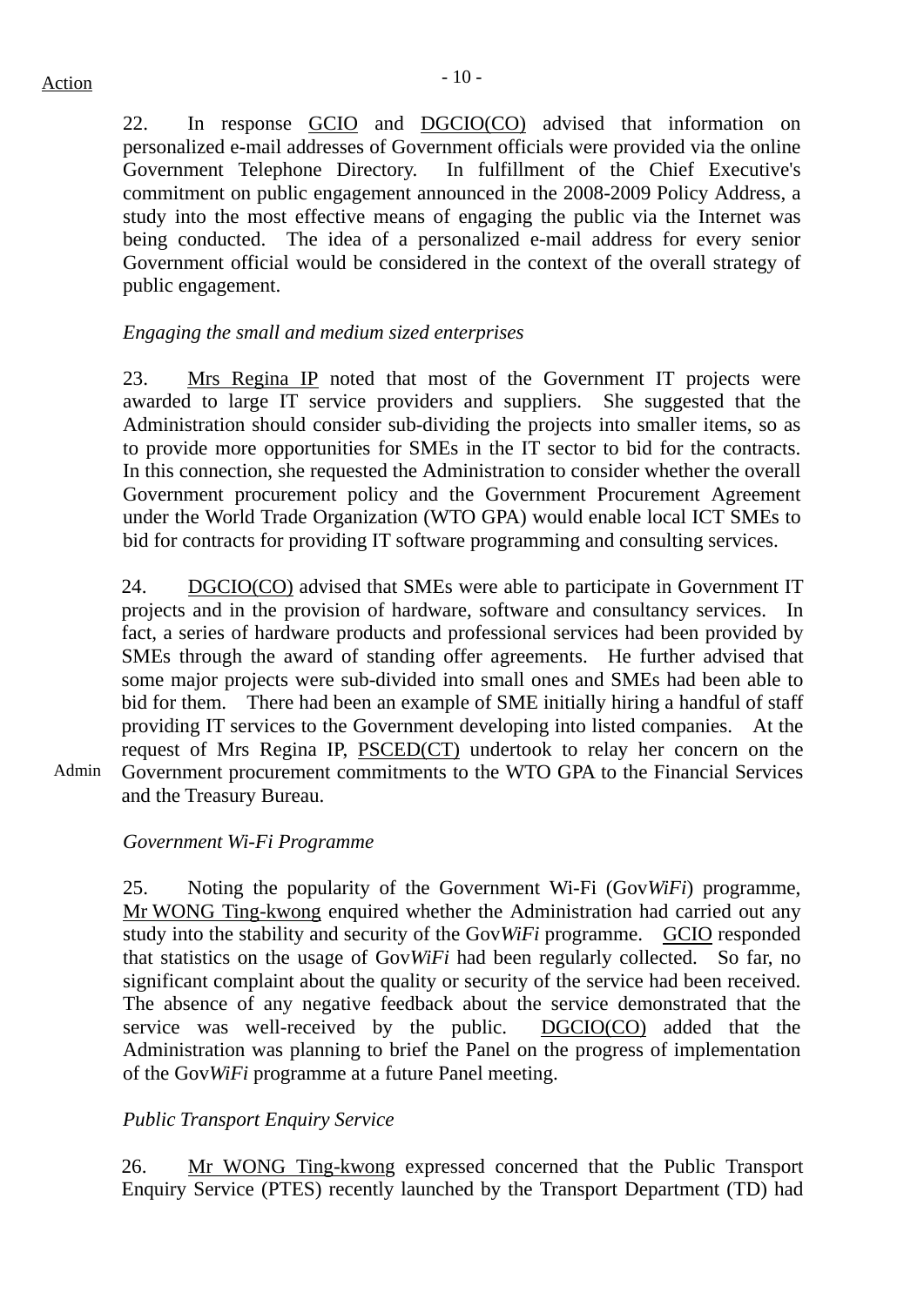Action

22. In response GCIO and DGCIO(CO) advised that information on personalized e-mail addresses of Government officials were provided via the online Government Telephone Directory. In fulfillment of the Chief Executive's commitment on public engagement announced in the 2008-2009 Policy Address, a study into the most effective means of engaging the public via the Internet was being conducted. The idea of a personalized e-mail address for every senior Government official would be considered in the context of the overall strategy of public engagement.

*Engaging the small and medium sized enterprises*

23. Mrs Regina IP noted that most of the Government IT projects were awarded to large IT service providers and suppliers. She suggested that the Administration should consider sub-dividing the projects into smaller items, so as to provide more opportunities for SMEs in the IT sector to bid for the contracts. In this connection, she requested the Administration to consider whether the overall Government procurement policy and the Government Procurement Agreement under the World Trade Organization (WTO GPA) would enable local ICT SMEs to bid for contracts for providing IT software programming and consulting services.

24. DGCIO(CO) advised that SMEs were able to participate in Government IT projects and in the provision of hardware, software and consultancy services. In fact, a series of hardware products and professional services had been provided by SMEs through the award of standing offer agreements. He further advised that some major projects were sub-divided into small ones and SMEs had been able to bid for them. There had been an example of SME initially hiring a handful of staff providing IT services to the Government developing into listed companies. At the request of Mrs Regina IP, PSCED(CT) undertook to relay her concern on the Government procurement commitments to the WTO GPA to the Financial Services and the Treasury Bureau.

Admin

*Government Wi-Fi Programme*

25. Noting the popularity of the Government Wi-Fi (Gov*WiFi*) programme, Mr WONG Ting-kwong enquired whether the Administration had carried out any study into the stability and security of the Gov*WiFi* programme. GCIO responded that statistics on the usage of Gov*WiFi* had been regularly collected. So far, no significant complaint about the quality or security of the service had been received. The absence of any negative feedback about the service demonstrated that the service was well-received by the public. DGCIO(CO) added that the Administration was planning to brief the Panel on the progress of implementation of the Gov*WiFi* programme at a future Panel meeting.

*Public Transport Enquiry Service*

26. Mr WONG Ting-kwong expressed concerned that the Public Transport Enquiry Service (PTES) recently launched by the Transport Department (TD) had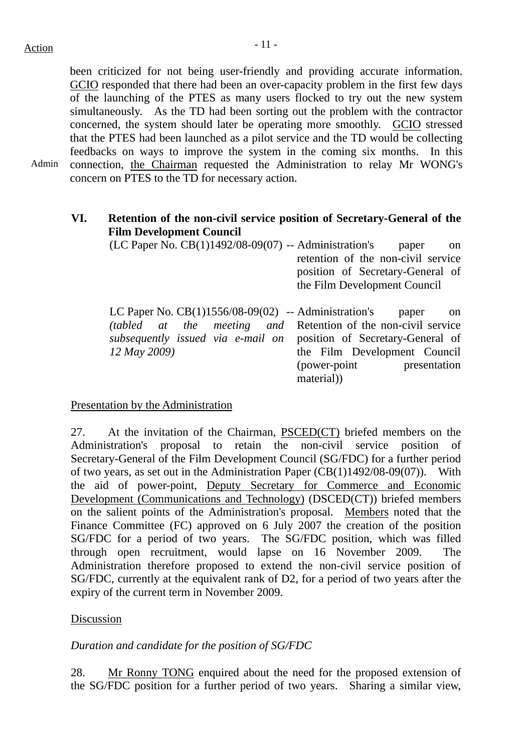been criticized for not being user-friendly and providing accurate information. GCIO responded that there had been an over-capacity problem in the first few days of the launching of the PTES as many users flocked to try out the new system simultaneously. As the TD had been sorting out the problem with the contractor concerned, the system should later be operating more smoothly. GCIO stressed that the PTES had been launched as a pilot service and the TD would be collecting feedbacks on ways to improve the system in the coming six months. In this connection, the Chairman requested the Administration to relay Mr WONG's concern on PTES to the TD for necessary action.

Admin

## VI. Retention of the non-civil service position of Secretary-General of the Film Development Council

| | |
|---|---|
| (LC Paper No. CB(1)1492/08-09(07) | -- Administration's paper on retention of the non-civil service position of Secretary-General of the Film Development Council |
| LC Paper No. CB(1)1556/08-09(02) *(tabled at the meeting and subsequently issued via e-mail on 12 May 2009)* | -- Administration's paper on Retention of the non-civil service position of Secretary-General of the Film Development Council (power-point presentation material)) |

Presentation by the Administration

27. At the invitation of the Chairman, PSCED(CT) briefed members on the Administration's proposal to retain the non-civil service position of Secretary-General of the Film Development Council (SG/FDC) for a further period of two years, as set out in the Administration Paper (CB(1)1492/08-09(07)). With the aid of power-point, Deputy Secretary for Commerce and Economic Development (Communications and Technology) (DSCED(CT)) briefed members on the salient points of the Administration's proposal. Members noted that the Finance Committee (FC) approved on 6 July 2007 the creation of the position SG/FDC for a period of two years. The SG/FDC position, which was filled through open recruitment, would lapse on 16 November 2009. The Administration therefore proposed to extend the non-civil service position of SG/FDC, currently at the equivalent rank of D2, for a period of two years after the expiry of the current term in November 2009.

Discussion

*Duration and candidate for the position of SG/FDC*

28. Mr Ronny TONG enquired about the need for the proposed extension of the SG/FDC position for a further period of two years. Sharing a similar view,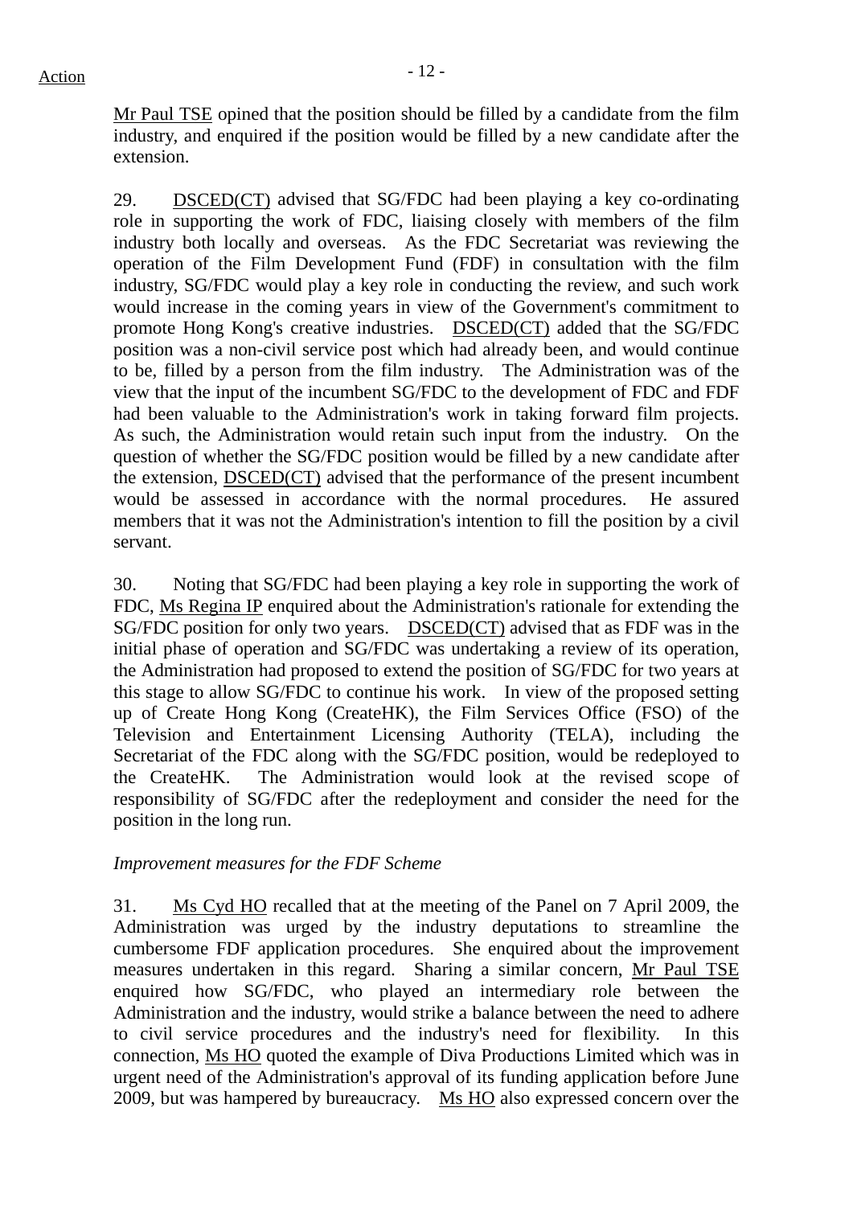Mr Paul TSE opined that the position should be filled by a candidate from the film industry, and enquired if the position would be filled by a new candidate after the extension.

29. DSCED(CT) advised that SG/FDC had been playing a key co-ordinating role in supporting the work of FDC, liaising closely with members of the film industry both locally and overseas. As the FDC Secretariat was reviewing the operation of the Film Development Fund (FDF) in consultation with the film industry, SG/FDC would play a key role in conducting the review, and such work would increase in the coming years in view of the Government's commitment to promote Hong Kong's creative industries. DSCED(CT) added that the SG/FDC position was a non-civil service post which had already been, and would continue to be, filled by a person from the film industry. The Administration was of the view that the input of the incumbent SG/FDC to the development of FDC and FDF had been valuable to the Administration's work in taking forward film projects. As such, the Administration would retain such input from the industry. On the question of whether the SG/FDC position would be filled by a new candidate after the extension, DSCED(CT) advised that the performance of the present incumbent would be assessed in accordance with the normal procedures. He assured members that it was not the Administration's intention to fill the position by a civil servant.

30. Noting that SG/FDC had been playing a key role in supporting the work of FDC, Ms Regina IP enquired about the Administration's rationale for extending the SG/FDC position for only two years. DSCED(CT) advised that as FDF was in the initial phase of operation and SG/FDC was undertaking a review of its operation, the Administration had proposed to extend the position of SG/FDC for two years at this stage to allow SG/FDC to continue his work. In view of the proposed setting up of Create Hong Kong (CreateHK), the Film Services Office (FSO) of the Television and Entertainment Licensing Authority (TELA), including the Secretariat of the FDC along with the SG/FDC position, would be redeployed to the CreateHK. The Administration would look at the revised scope of responsibility of SG/FDC after the redeployment and consider the need for the position in the long run.

*Improvement measures for the FDF Scheme*

31. Ms Cyd HO recalled that at the meeting of the Panel on 7 April 2009, the Administration was urged by the industry deputations to streamline the cumbersome FDF application procedures. She enquired about the improvement measures undertaken in this regard. Sharing a similar concern, Mr Paul TSE enquired how SG/FDC, who played an intermediary role between the Administration and the industry, would strike a balance between the need to adhere to civil service procedures and the industry's need for flexibility. In this connection, Ms HO quoted the example of Diva Productions Limited which was in urgent need of the Administration's approval of its funding application before June 2009, but was hampered by bureaucracy. Ms HO also expressed concern over the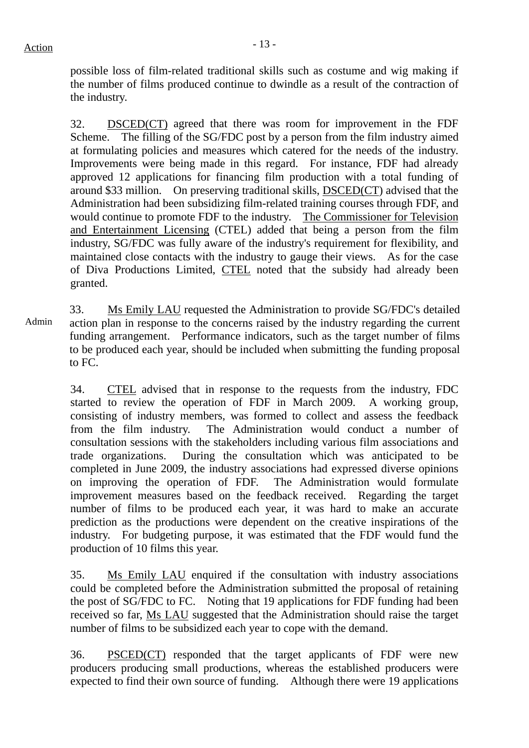possible loss of film-related traditional skills such as costume and wig making if the number of films produced continue to dwindle as a result of the contraction of the industry.

32. DSCED(CT) agreed that there was room for improvement in the FDF Scheme. The filling of the SG/FDC post by a person from the film industry aimed at formulating policies and measures which catered for the needs of the industry. Improvements were being made in this regard. For instance, FDF had already approved 12 applications for financing film production with a total funding of around $33 million. On preserving traditional skills, DSCED(CT) advised that the Administration had been subsidizing film-related training courses through FDF, and would continue to promote FDF to the industry. The Commissioner for Television and Entertainment Licensing (CTEL) added that being a person from the film industry, SG/FDC was fully aware of the industry's requirement for flexibility, and maintained close contacts with the industry to gauge their views. As for the case of Diva Productions Limited, CTEL noted that the subsidy had already been granted.

Admin

33. Ms Emily LAU requested the Administration to provide SG/FDC's detailed action plan in response to the concerns raised by the industry regarding the current funding arrangement. Performance indicators, such as the target number of films to be produced each year, should be included when submitting the funding proposal to FC.

34. CTEL advised that in response to the requests from the industry, FDC started to review the operation of FDF in March 2009. A working group, consisting of industry members, was formed to collect and assess the feedback from the film industry. The Administration would conduct a number of consultation sessions with the stakeholders including various film associations and trade organizations. During the consultation which was anticipated to be completed in June 2009, the industry associations had expressed diverse opinions on improving the operation of FDF. The Administration would formulate improvement measures based on the feedback received. Regarding the target number of films to be produced each year, it was hard to make an accurate prediction as the productions were dependent on the creative inspirations of the industry. For budgeting purpose, it was estimated that the FDF would fund the production of 10 films this year.

35. Ms Emily LAU enquired if the consultation with industry associations could be completed before the Administration submitted the proposal of retaining the post of SG/FDC to FC. Noting that 19 applications for FDF funding had been received so far, Ms LAU suggested that the Administration should raise the target number of films to be subsidized each year to cope with the demand.

36. PSCED(CT) responded that the target applicants of FDF were new producers producing small productions, whereas the established producers were expected to find their own source of funding. Although there were 19 applications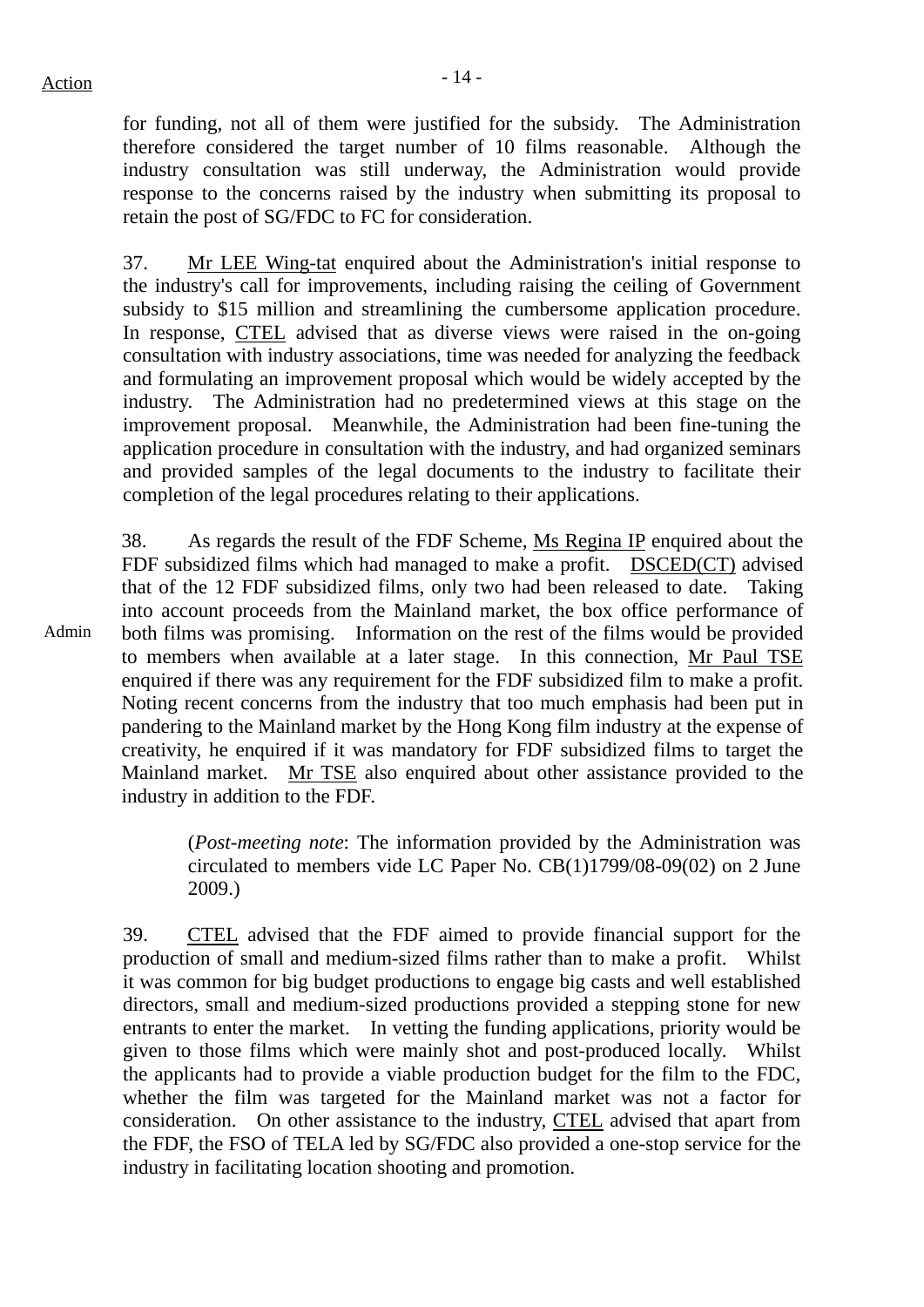for funding, not all of them were justified for the subsidy. The Administration therefore considered the target number of 10 films reasonable. Although the industry consultation was still underway, the Administration would provide response to the concerns raised by the industry when submitting its proposal to retain the post of SG/FDC to FC for consideration.

37. Mr LEE Wing-tat enquired about the Administration's initial response to the industry's call for improvements, including raising the ceiling of Government subsidy to $15 million and streamlining the cumbersome application procedure. In response, CTEL advised that as diverse views were raised in the on-going consultation with industry associations, time was needed for analyzing the feedback and formulating an improvement proposal which would be widely accepted by the industry. The Administration had no predetermined views at this stage on the improvement proposal. Meanwhile, the Administration had been fine-tuning the application procedure in consultation with the industry, and had organized seminars and provided samples of the legal documents to the industry to facilitate their completion of the legal procedures relating to their applications.

38. As regards the result of the FDF Scheme, Ms Regina IP enquired about the FDF subsidized films which had managed to make a profit. DSCED(CT) advised that of the 12 FDF subsidized films, only two had been released to date. Taking into account proceeds from the Mainland market, the box office performance of both films was promising. Information on the rest of the films would be provided to members when available at a later stage. In this connection, Mr Paul TSE enquired if there was any requirement for the FDF subsidized film to make a profit. Noting recent concerns from the industry that too much emphasis had been put in pandering to the Mainland market by the Hong Kong film industry at the expense of creativity, he enquired if it was mandatory for FDF subsidized films to target the Mainland market. Mr TSE also enquired about other assistance provided to the industry in addition to the FDF.

Action: Admin

> (*Post-meeting note*: The information provided by the Administration was circulated to members vide LC Paper No. CB(1)1799/08-09(02) on 2 June 2009.)

39. CTEL advised that the FDF aimed to provide financial support for the production of small and medium-sized films rather than to make a profit. Whilst it was common for big budget productions to engage big casts and well established directors, small and medium-sized productions provided a stepping stone for new entrants to enter the market. In vetting the funding applications, priority would be given to those films which were mainly shot and post-produced locally. Whilst the applicants had to provide a viable production budget for the film to the FDC, whether the film was targeted for the Mainland market was not a factor for consideration. On other assistance to the industry, CTEL advised that apart from the FDF, the FSO of TELA led by SG/FDC also provided a one-stop service for the industry in facilitating location shooting and promotion.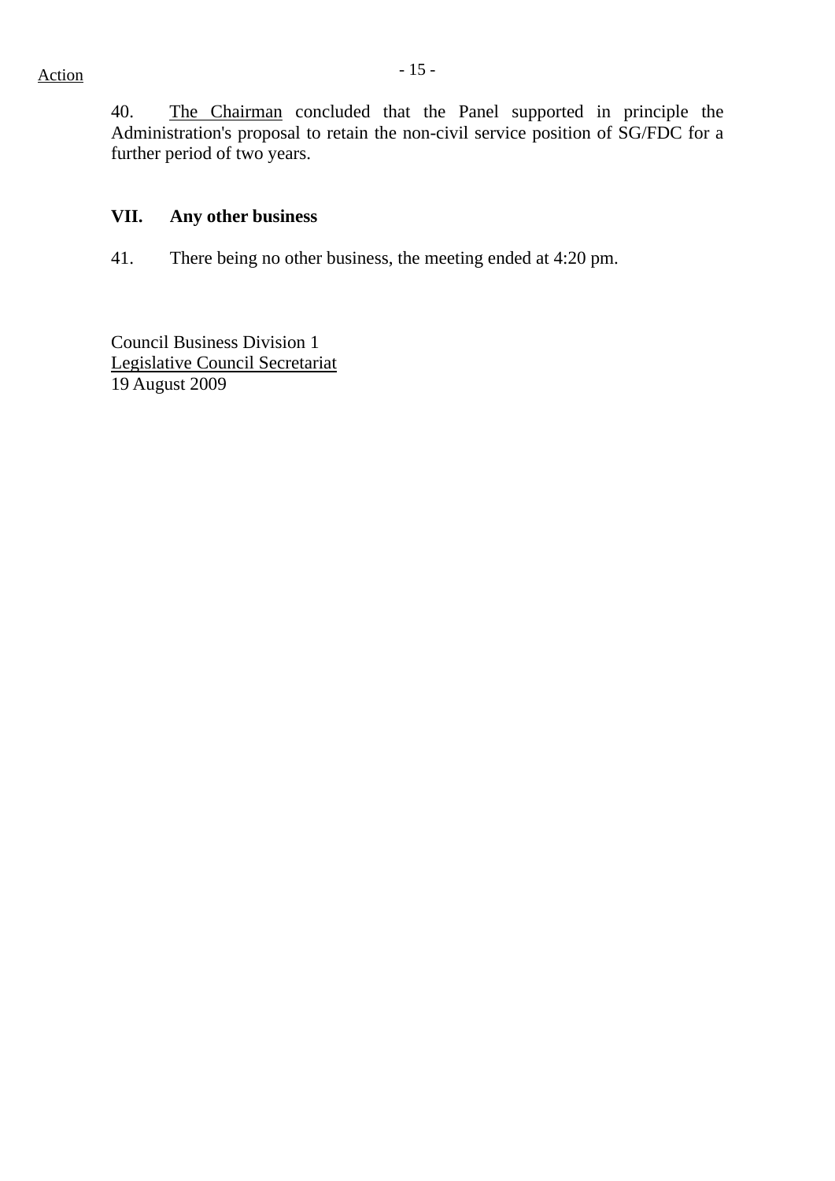40. The Chairman concluded that the Panel supported in principle the Administration's proposal to retain the non-civil service position of SG/FDC for a further period of two years.

## VII. Any other business

41. There being no other business, the meeting ended at 4:20 pm.

Council Business Division 1
Legislative Council Secretariat
19 August 2009